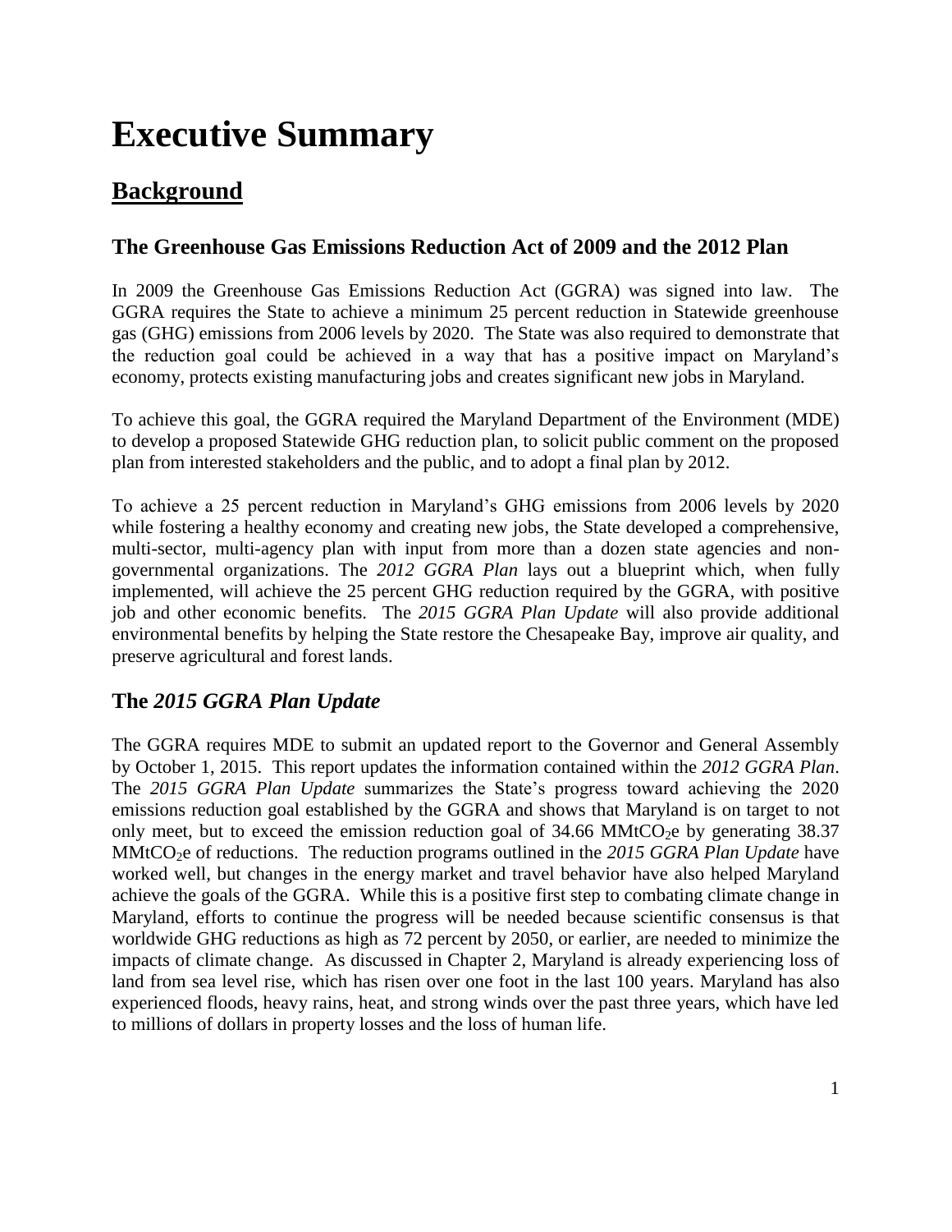# Executive Summary

## Background

### The Greenhouse Gas Emissions Reduction Act of 2009 and the 2012 Plan

In 2009 the Greenhouse Gas Emissions Reduction Act (GGRA) was signed into law. The GGRA requires the State to achieve a minimum 25 percent reduction in Statewide greenhouse gas (GHG) emissions from 2006 levels by 2020. The State was also required to demonstrate that the reduction goal could be achieved in a way that has a positive impact on Maryland's economy, protects existing manufacturing jobs and creates significant new jobs in Maryland.

To achieve this goal, the GGRA required the Maryland Department of the Environment (MDE) to develop a proposed Statewide GHG reduction plan, to solicit public comment on the proposed plan from interested stakeholders and the public, and to adopt a final plan by 2012.

To achieve a 25 percent reduction in Maryland's GHG emissions from 2006 levels by 2020 while fostering a healthy economy and creating new jobs, the State developed a comprehensive, multi-sector, multi-agency plan with input from more than a dozen state agencies and non-governmental organizations. The *2012 GGRA Plan* lays out a blueprint which, when fully implemented, will achieve the 25 percent GHG reduction required by the GGRA, with positive job and other economic benefits. The *2015 GGRA Plan Update* will also provide additional environmental benefits by helping the State restore the Chesapeake Bay, improve air quality, and preserve agricultural and forest lands.

### The *2015 GGRA Plan Update*

The GGRA requires MDE to submit an updated report to the Governor and General Assembly by October 1, 2015. This report updates the information contained within the *2012 GGRA Plan*. The *2015 GGRA Plan Update* summarizes the State's progress toward achieving the 2020 emissions reduction goal established by the GGRA and shows that Maryland is on target to not only meet, but to exceed the emission reduction goal of 34.66 $MMtCO_2e$ by generating 38.37 $MMtCO_2e$ of reductions. The reduction programs outlined in the *2015 GGRA Plan Update* have worked well, but changes in the energy market and travel behavior have also helped Maryland achieve the goals of the GGRA. While this is a positive first step to combating climate change in Maryland, efforts to continue the progress will be needed because scientific consensus is that worldwide GHG reductions as high as 72 percent by 2050, or earlier, are needed to minimize the impacts of climate change. As discussed in Chapter 2, Maryland is already experiencing loss of land from sea level rise, which has risen over one foot in the last 100 years. Maryland has also experienced floods, heavy rains, heat, and strong winds over the past three years, which have led to millions of dollars in property losses and the loss of human life.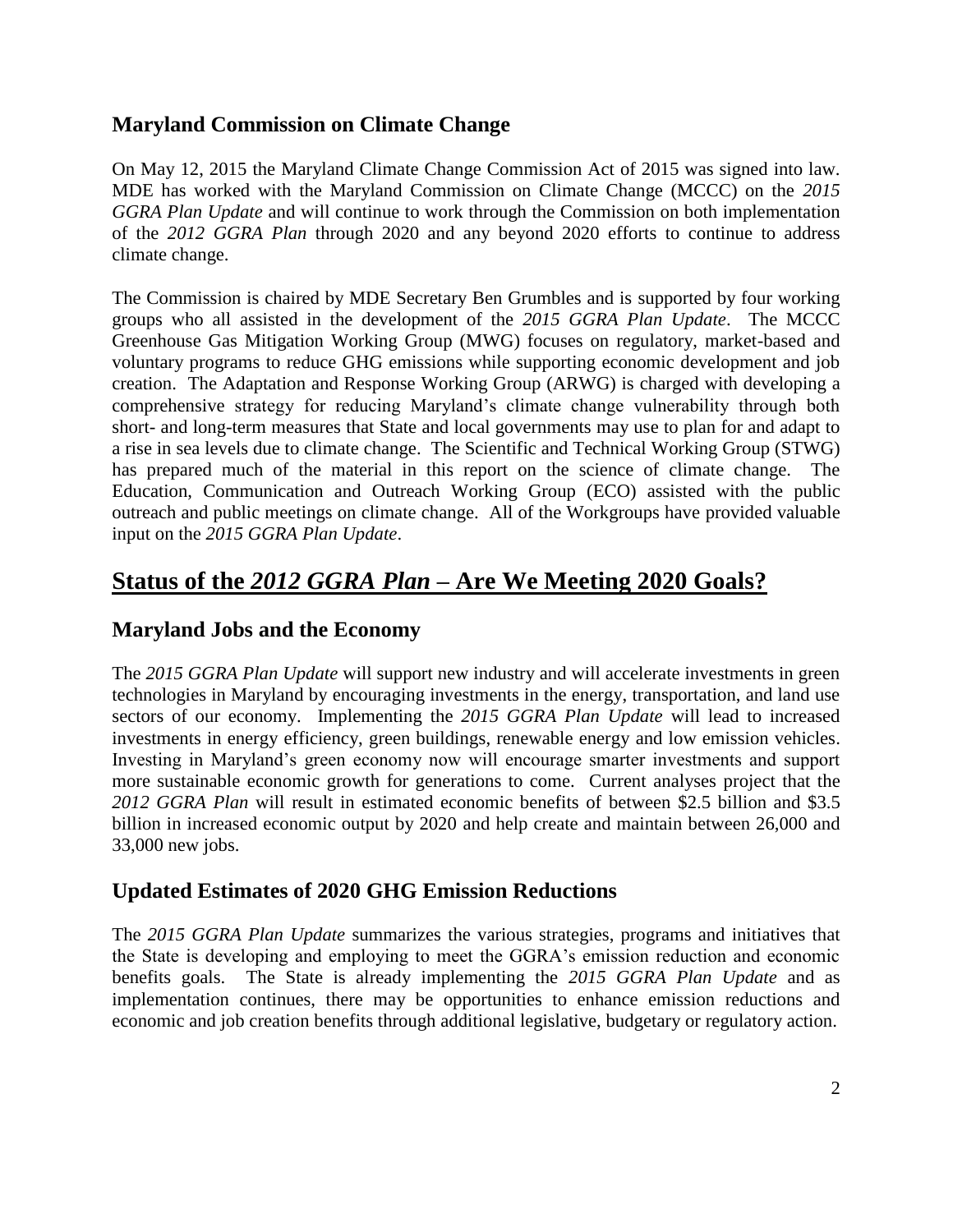## Maryland Commission on Climate Change

On May 12, 2015 the Maryland Climate Change Commission Act of 2015 was signed into law. MDE has worked with the Maryland Commission on Climate Change (MCCC) on the *2015 GGRA Plan Update* and will continue to work through the Commission on both implementation of the *2012 GGRA Plan* through 2020 and any beyond 2020 efforts to continue to address climate change.

The Commission is chaired by MDE Secretary Ben Grumbles and is supported by four working groups who all assisted in the development of the *2015 GGRA Plan Update*. The MCCC Greenhouse Gas Mitigation Working Group (MWG) focuses on regulatory, market-based and voluntary programs to reduce GHG emissions while supporting economic development and job creation. The Adaptation and Response Working Group (ARWG) is charged with developing a comprehensive strategy for reducing Maryland's climate change vulnerability through both short- and long-term measures that State and local governments may use to plan for and adapt to a rise in sea levels due to climate change. The Scientific and Technical Working Group (STWG) has prepared much of the material in this report on the science of climate change. The Education, Communication and Outreach Working Group (ECO) assisted with the public outreach and public meetings on climate change. All of the Workgroups have provided valuable input on the *2015 GGRA Plan Update*.

# Status of the *2012 GGRA Plan* – Are We Meeting 2020 Goals?

## Maryland Jobs and the Economy

The *2015 GGRA Plan Update* will support new industry and will accelerate investments in green technologies in Maryland by encouraging investments in the energy, transportation, and land use sectors of our economy. Implementing the *2015 GGRA Plan Update* will lead to increased investments in energy efficiency, green buildings, renewable energy and low emission vehicles. Investing in Maryland's green economy now will encourage smarter investments and support more sustainable economic growth for generations to come. Current analyses project that the *2012 GGRA Plan* will result in estimated economic benefits of between $2.5 billion and $3.5 billion in increased economic output by 2020 and help create and maintain between 26,000 and 33,000 new jobs.

## Updated Estimates of 2020 GHG Emission Reductions

The *2015 GGRA Plan Update* summarizes the various strategies, programs and initiatives that the State is developing and employing to meet the GGRA's emission reduction and economic benefits goals. The State is already implementing the *2015 GGRA Plan Update* and as implementation continues, there may be opportunities to enhance emission reductions and economic and job creation benefits through additional legislative, budgetary or regulatory action.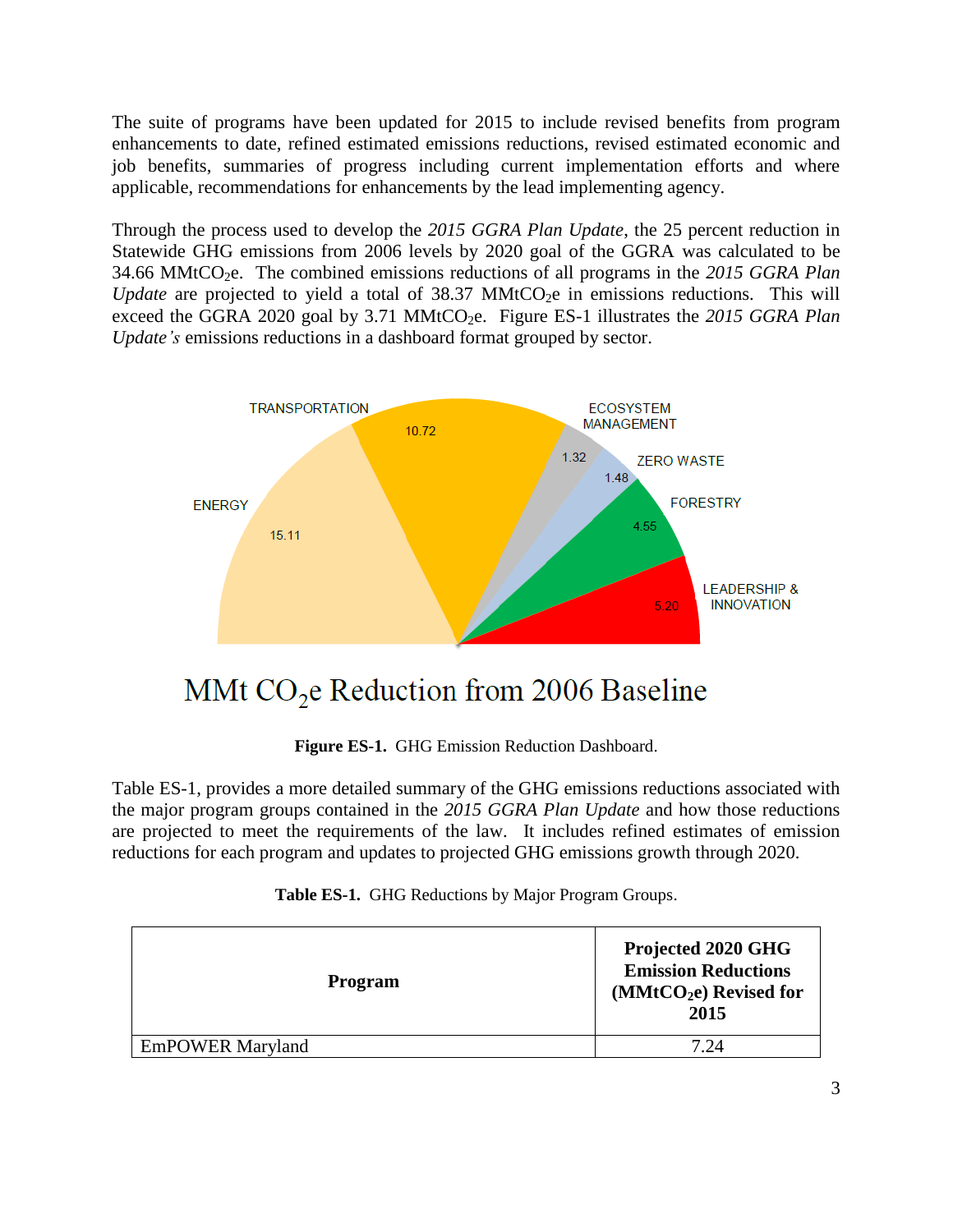The suite of programs have been updated for 2015 to include revised benefits from program enhancements to date, refined estimated emissions reductions, revised estimated economic and job benefits, summaries of progress including current implementation efforts and where applicable, recommendations for enhancements by the lead implementing agency.

Through the process used to develop the *2015 GGRA Plan Update*, the 25 percent reduction in Statewide GHG emissions from 2006 levels by 2020 goal of the GGRA was calculated to be 34.66 $MMtCO_2e$. The combined emissions reductions of all programs in the *2015 GGRA Plan Update* are projected to yield a total of 38.37 $MMtCO_2e$ in emissions reductions. This will exceed the GGRA 2020 goal by 3.71 $MMtCO_2e$. Figure ES-1 illustrates the *2015 GGRA Plan Update's* emissions reductions in a dashboard format grouped by sector.

TRANSPORTATION 10.72
ECOSYSTEM MANAGEMENT 1.32
ZERO WASTE 1.48
ENERGY 15.11
FORESTRY 4.55
LEADERSHIP & INNOVATION 5.20

MMt $CO_2e$ Reduction from 2006 Baseline

**Figure ES-1.** GHG Emission Reduction Dashboard.

Table ES-1, provides a more detailed summary of the GHG emissions reductions associated with the major program groups contained in the *2015 GGRA Plan Update* and how those reductions are projected to meet the requirements of the law. It includes refined estimates of emission reductions for each program and updates to projected GHG emissions growth through 2020.

**Table ES-1.** GHG Reductions by Major Program Groups.

| **Program** | **Projected 2020 GHG Emission Reductions ($MMtCO_2e$) Revised for 2015** |
|---|---|
| EmPOWER Maryland | 7.24 |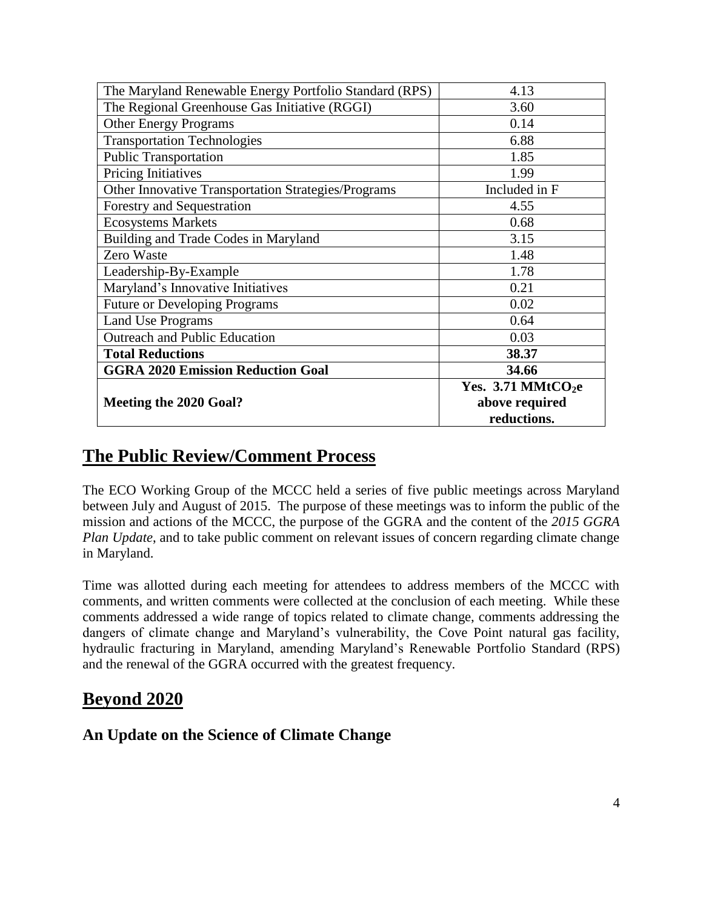| The Maryland Renewable Energy Portfolio Standard (RPS) | 4.13 |
| --- | --- |
| The Regional Greenhouse Gas Initiative (RGGI) | 3.60 |
| Other Energy Programs | 0.14 |
| Transportation Technologies | 6.88 |
| Public Transportation | 1.85 |
| Pricing Initiatives | 1.99 |
| Other Innovative Transportation Strategies/Programs | Included in F |
| Forestry and Sequestration | 4.55 |
| Ecosystems Markets | 0.68 |
| Building and Trade Codes in Maryland | 3.15 |
| Zero Waste | 1.48 |
| Leadership-By-Example | 1.78 |
| Maryland's Innovative Initiatives | 0.21 |
| Future or Developing Programs | 0.02 |
| Land Use Programs | 0.64 |
| Outreach and Public Education | 0.03 |
| **Total Reductions** | **38.37** |
| **GGRA 2020 Emission Reduction Goal** | **34.66** |
| **Meeting the 2020 Goal?** | **Yes. 3.71 $MMtCO_2e$ above required reductions.** |

## The Public Review/Comment Process

The ECO Working Group of the MCCC held a series of five public meetings across Maryland between July and August of 2015. The purpose of these meetings was to inform the public of the mission and actions of the MCCC, the purpose of the GGRA and the content of the *2015 GGRA Plan Update*, and to take public comment on relevant issues of concern regarding climate change in Maryland.

Time was allotted during each meeting for attendees to address members of the MCCC with comments, and written comments were collected at the conclusion of each meeting. While these comments addressed a wide range of topics related to climate change, comments addressing the dangers of climate change and Maryland's vulnerability, the Cove Point natural gas facility, hydraulic fracturing in Maryland, amending Maryland's Renewable Portfolio Standard (RPS) and the renewal of the GGRA occurred with the greatest frequency.

## Beyond 2020

### An Update on the Science of Climate Change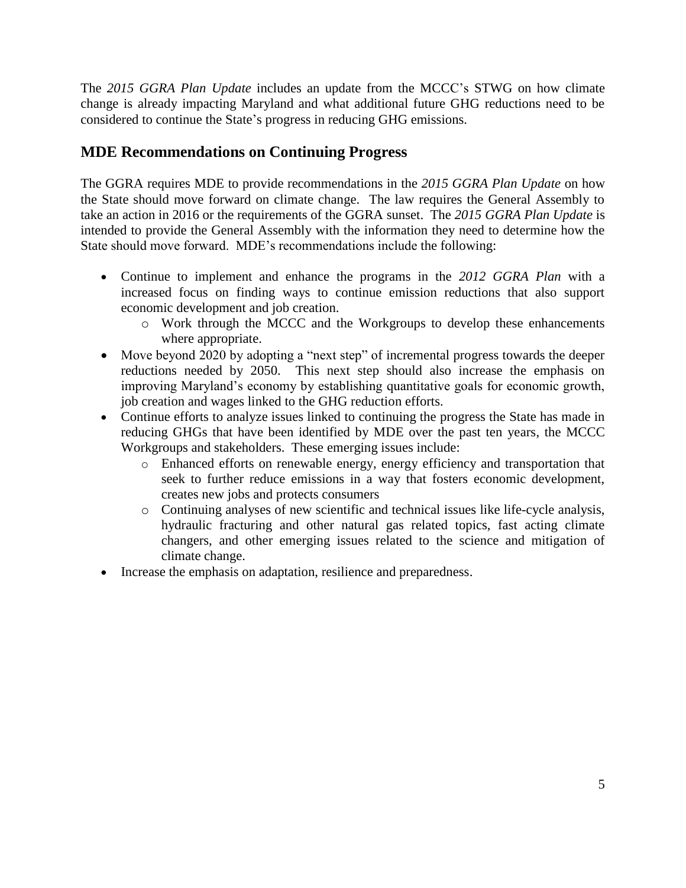The *2015 GGRA Plan Update* includes an update from the MCCC's STWG on how climate change is already impacting Maryland and what additional future GHG reductions need to be considered to continue the State's progress in reducing GHG emissions.

## MDE Recommendations on Continuing Progress

The GGRA requires MDE to provide recommendations in the *2015 GGRA Plan Update* on how the State should move forward on climate change. The law requires the General Assembly to take an action in 2016 or the requirements of the GGRA sunset. The *2015 GGRA Plan Update* is intended to provide the General Assembly with the information they need to determine how the State should move forward. MDE's recommendations include the following:

- Continue to implement and enhance the programs in the *2012 GGRA Plan* with a increased focus on finding ways to continue emission reductions that also support economic development and job creation.
    - Work through the MCCC and the Workgroups to develop these enhancements where appropriate.
- Move beyond 2020 by adopting a "next step" of incremental progress towards the deeper reductions needed by 2050. This next step should also increase the emphasis on improving Maryland's economy by establishing quantitative goals for economic growth, job creation and wages linked to the GHG reduction efforts.
- Continue efforts to analyze issues linked to continuing the progress the State has made in reducing GHGs that have been identified by MDE over the past ten years, the MCCC Workgroups and stakeholders. These emerging issues include:
    - Enhanced efforts on renewable energy, energy efficiency and transportation that seek to further reduce emissions in a way that fosters economic development, creates new jobs and protects consumers
    - Continuing analyses of new scientific and technical issues like life-cycle analysis, hydraulic fracturing and other natural gas related topics, fast acting climate changers, and other emerging issues related to the science and mitigation of climate change.
- Increase the emphasis on adaptation, resilience and preparedness.